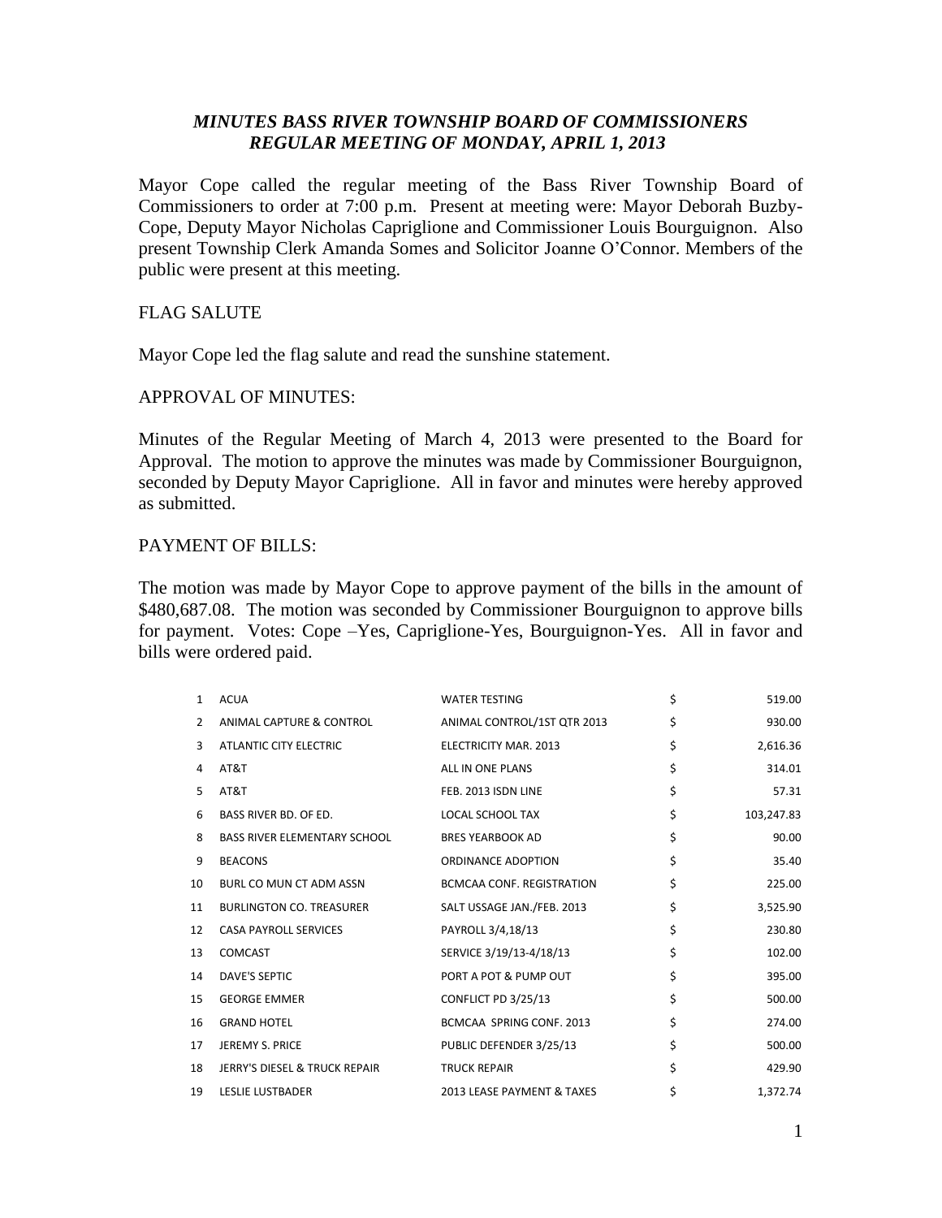# *MINUTES BASS RIVER TOWNSHIP BOARD OF COMMISSIONERS*
## *REGULAR MEETING OF MONDAY, APRIL 1, 2013*

Mayor Cope called the regular meeting of the Bass River Township Board of Commissioners to order at 7:00 p.m. Present at meeting were: Mayor Deborah Buzby-Cope, Deputy Mayor Nicholas Capriglione and Commissioner Louis Bourguignon. Also present Township Clerk Amanda Somes and Solicitor Joanne O'Connor. Members of the public were present at this meeting.

FLAG SALUTE

Mayor Cope led the flag salute and read the sunshine statement.

APPROVAL OF MINUTES:

Minutes of the Regular Meeting of March 4, 2013 were presented to the Board for Approval. The motion to approve the minutes was made by Commissioner Bourguignon, seconded by Deputy Mayor Capriglione. All in favor and minutes were hereby approved as submitted.

PAYMENT OF BILLS:

The motion was made by Mayor Cope to approve payment of the bills in the amount of $480,687.08. The motion was seconded by Commissioner Bourguignon to approve bills for payment. Votes: Cope –Yes, Capriglione-Yes, Bourguignon-Yes. All in favor and bills were ordered paid.

| | | | | |
|---|---|---|---|---|
| 1 | ACUA | WATER TESTING | $ | 519.00 |
| 2 | ANIMAL CAPTURE & CONTROL | ANIMAL CONTROL/1ST QTR 2013 | $ | 930.00 |
| 3 | ATLANTIC CITY ELECTRIC | ELECTRICITY MAR. 2013 | $ | 2,616.36 |
| 4 | AT&T | ALL IN ONE PLANS | $ | 314.01 |
| 5 | AT&T | FEB. 2013 ISDN LINE | $ | 57.31 |
| 6 | BASS RIVER BD. OF ED. | LOCAL SCHOOL TAX | $ | 103,247.83 |
| 8 | BASS RIVER ELEMENTARY SCHOOL | BRES YEARBOOK AD | $ | 90.00 |
| 9 | BEACONS | ORDINANCE ADOPTION | $ | 35.40 |
| 10 | BURL CO MUN CT ADM ASSN | BCMCAA CONF. REGISTRATION | $ | 225.00 |
| 11 | BURLINGTON CO. TREASURER | SALT USSAGE JAN./FEB. 2013 | $ | 3,525.90 |
| 12 | CASA PAYROLL SERVICES | PAYROLL 3/4,18/13 | $ | 230.80 |
| 13 | COMCAST | SERVICE 3/19/13-4/18/13 | $ | 102.00 |
| 14 | DAVE'S SEPTIC | PORT A POT & PUMP OUT | $ | 395.00 |
| 15 | GEORGE EMMER | CONFLICT PD 3/25/13 | $ | 500.00 |
| 16 | GRAND HOTEL | BCMCAA SPRING CONF. 2013 | $ | 274.00 |
| 17 | JEREMY S. PRICE | PUBLIC DEFENDER 3/25/13 | $ | 500.00 |
| 18 | JERRY'S DIESEL & TRUCK REPAIR | TRUCK REPAIR | $ | 429.90 |
| 19 | LESLIE LUSTBADER | 2013 LEASE PAYMENT & TAXES | $ | 1,372.74 |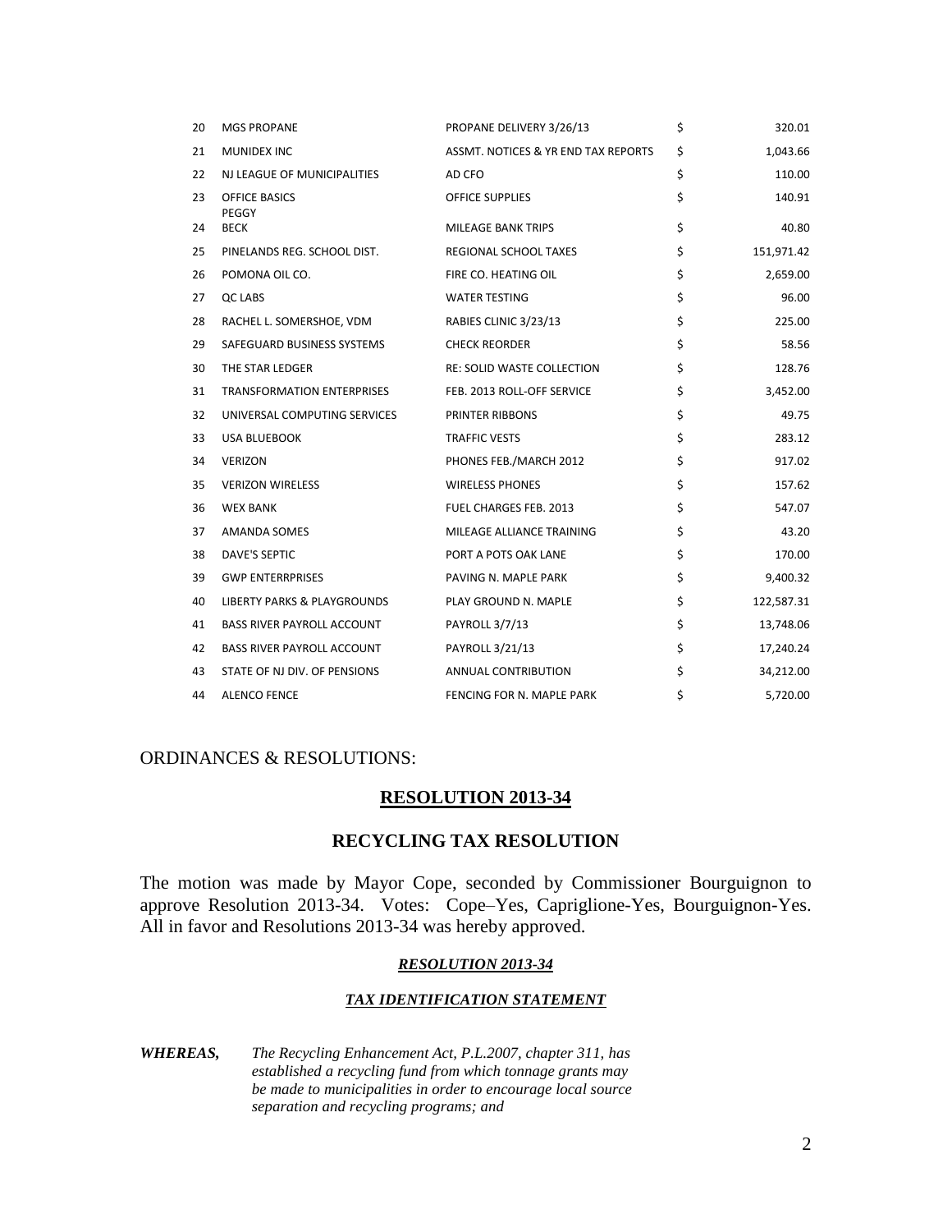| | | | |
|---|---|---|---|
| 20 | MGS PROPANE | PROPANE DELIVERY 3/26/13 | $ 320.01 |
| 21 | MUNIDEX INC | ASSMT. NOTICES & YR END TAX REPORTS | $ 1,043.66 |
| 22 | NJ LEAGUE OF MUNICIPALITIES | AD CFO | $ 110.00 |
| 23 | OFFICE BASICS | OFFICE SUPPLIES | $ 140.91 |
| 24 | PEGGY BECK | MILEAGE BANK TRIPS | $ 40.80 |
| 25 | PINELANDS REG. SCHOOL DIST. | REGIONAL SCHOOL TAXES | $ 151,971.42 |
| 26 | POMONA OIL CO. | FIRE CO. HEATING OIL | $ 2,659.00 |
| 27 | QC LABS | WATER TESTING | $ 96.00 |
| 28 | RACHEL L. SOMERSHOE, VDM | RABIES CLINIC 3/23/13 | $ 225.00 |
| 29 | SAFEGUARD BUSINESS SYSTEMS | CHECK REORDER | $ 58.56 |
| 30 | THE STAR LEDGER | RE: SOLID WASTE COLLECTION | $ 128.76 |
| 31 | TRANSFORMATION ENTERPRISES | FEB. 2013 ROLL-OFF SERVICE | $ 3,452.00 |
| 32 | UNIVERSAL COMPUTING SERVICES | PRINTER RIBBONS | $ 49.75 |
| 33 | USA BLUEBOOK | TRAFFIC VESTS | $ 283.12 |
| 34 | VERIZON | PHONES FEB./MARCH 2012 | $ 917.02 |
| 35 | VERIZON WIRELESS | WIRELESS PHONES | $ 157.62 |
| 36 | WEX BANK | FUEL CHARGES FEB. 2013 | $ 547.07 |
| 37 | AMANDA SOMES | MILEAGE ALLIANCE TRAINING | $ 43.20 |
| 38 | DAVE'S SEPTIC | PORT A POTS OAK LANE | $ 170.00 |
| 39 | GWP ENTERRPRISES | PAVING N. MAPLE PARK | $ 9,400.32 |
| 40 | LIBERTY PARKS & PLAYGROUNDS | PLAY GROUND N. MAPLE | $ 122,587.31 |
| 41 | BASS RIVER PAYROLL ACCOUNT | PAYROLL 3/7/13 | $ 13,748.06 |
| 42 | BASS RIVER PAYROLL ACCOUNT | PAYROLL 3/21/13 | $ 17,240.24 |
| 43 | STATE OF NJ DIV. OF PENSIONS | ANNUAL CONTRIBUTION | $ 34,212.00 |
| 44 | ALENCO FENCE | FENCING FOR N. MAPLE PARK | $ 5,720.00 |

ORDINANCES & RESOLUTIONS:

## RESOLUTION 2013-34

## RECYCLING TAX RESOLUTION

The motion was made by Mayor Cope, seconded by Commissioner Bourguignon to approve Resolution 2013-34. Votes: Cope–Yes, Capriglione-Yes, Bourguignon-Yes. All in favor and Resolutions 2013-34 was hereby approved.

***RESOLUTION 2013-34***

***TAX IDENTIFICATION STATEMENT***

***WHEREAS,*** *The Recycling Enhancement Act, P.L.2007, chapter 311, has established a recycling fund from which tonnage grants may be made to municipalities in order to encourage local source separation and recycling programs; and*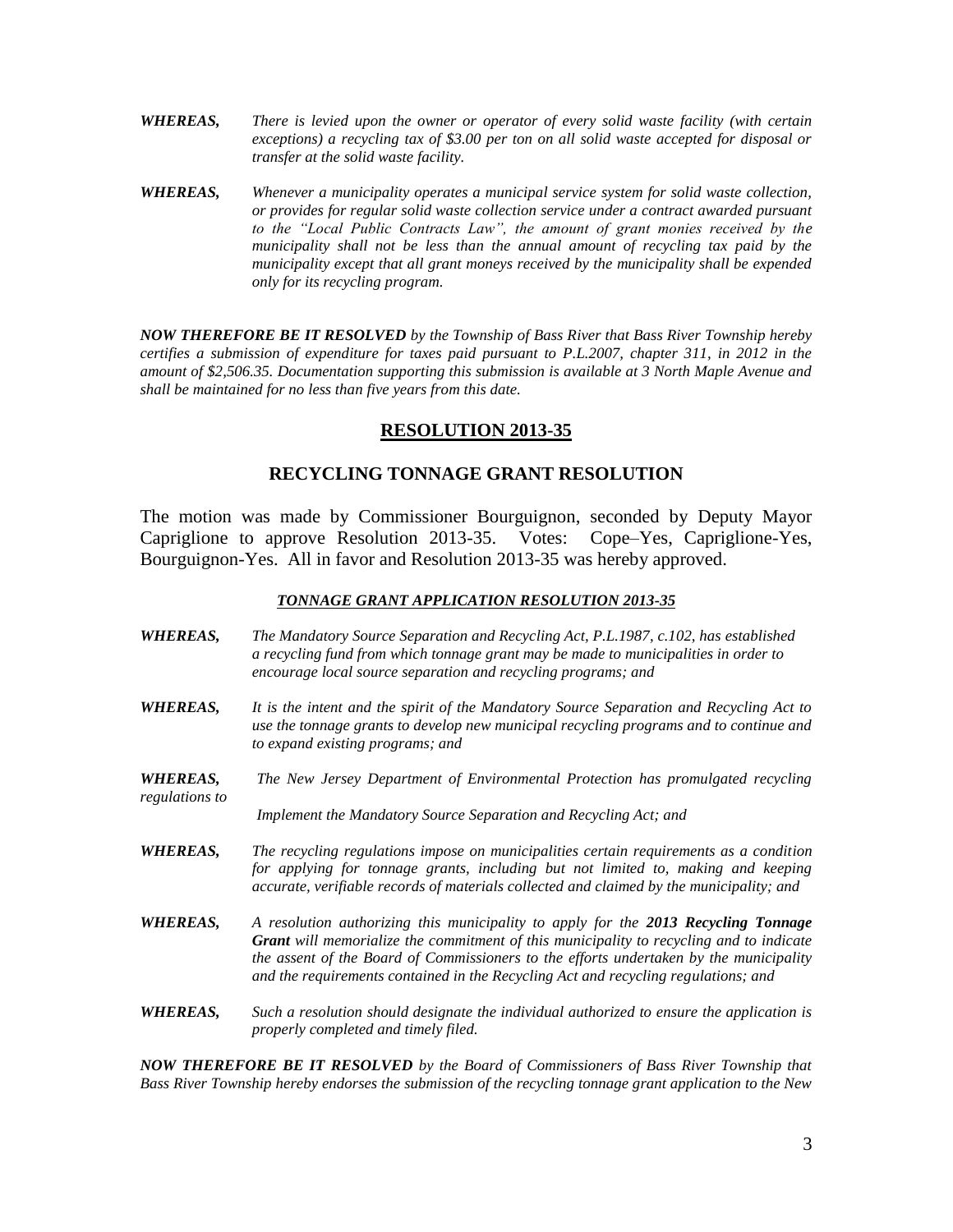***WHEREAS,*** *There is levied upon the owner or operator of every solid waste facility (with certain exceptions) a recycling tax of $3.00 per ton on all solid waste accepted for disposal or transfer at the solid waste facility.*

***WHEREAS,*** *Whenever a municipality operates a municipal service system for solid waste collection, or provides for regular solid waste collection service under a contract awarded pursuant to the "Local Public Contracts Law", the amount of grant monies received by the municipality shall not be less than the annual amount of recycling tax paid by the municipality except that all grant moneys received by the municipality shall be expended only for its recycling program.*

***NOW THEREFORE BE IT RESOLVED*** *by the Township of Bass River that Bass River Township hereby certifies a submission of expenditure for taxes paid pursuant to P.L.2007, chapter 311, in 2012 in the amount of $2,506.35. Documentation supporting this submission is available at 3 North Maple Avenue and shall be maintained for no less than five years from this date.*

## <u>RESOLUTION 2013-35</u>

## RECYCLING TONNAGE GRANT RESOLUTION

The motion was made by Commissioner Bourguignon, seconded by Deputy Mayor Capriglione to approve Resolution 2013-35. Votes: Cope–Yes, Capriglione-Yes, Bourguignon-Yes. All in favor and Resolution 2013-35 was hereby approved.

***<u>TONNAGE GRANT APPLICATION RESOLUTION 2013-35</u>***

***WHEREAS,*** *The Mandatory Source Separation and Recycling Act, P.L.1987, c.102, has established a recycling fund from which tonnage grant may be made to municipalities in order to encourage local source separation and recycling programs; and*

***WHEREAS,*** *It is the intent and the spirit of the Mandatory Source Separation and Recycling Act to use the tonnage grants to develop new municipal recycling programs and to continue and to expand existing programs; and*

***WHEREAS,*** *The New Jersey Department of Environmental Protection has promulgated recycling regulations to Implement the Mandatory Source Separation and Recycling Act; and*

***WHEREAS,*** *The recycling regulations impose on municipalities certain requirements as a condition for applying for tonnage grants, including but not limited to, making and keeping accurate, verifiable records of materials collected and claimed by the municipality; and*

***WHEREAS,*** *A resolution authorizing this municipality to apply for the **2013 Recycling Tonnage Grant** will memorialize the commitment of this municipality to recycling and to indicate the assent of the Board of Commissioners to the efforts undertaken by the municipality and the requirements contained in the Recycling Act and recycling regulations; and*

***WHEREAS,*** *Such a resolution should designate the individual authorized to ensure the application is properly completed and timely filed.*

***NOW THEREFORE BE IT RESOLVED*** *by the Board of Commissioners of Bass River Township that Bass River Township hereby endorses the submission of the recycling tonnage grant application to the New*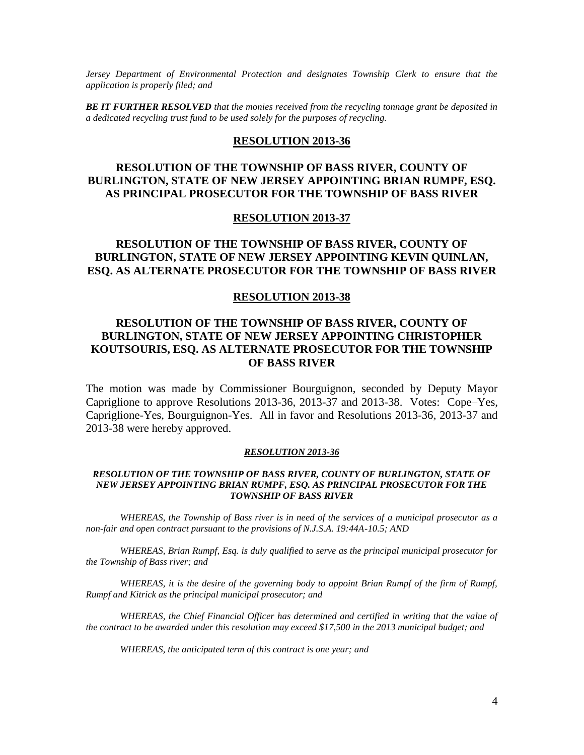*Jersey Department of Environmental Protection and designates Township Clerk to ensure that the application is properly filed; and*

***BE IT FURTHER RESOLVED*** *that the monies received from the recycling tonnage grant be deposited in a dedicated recycling trust fund to be used solely for the purposes of recycling.*

## RESOLUTION 2013-36

## RESOLUTION OF THE TOWNSHIP OF BASS RIVER, COUNTY OF BURLINGTON, STATE OF NEW JERSEY APPOINTING BRIAN RUMPF, ESQ. AS PRINCIPAL PROSECUTOR FOR THE TOWNSHIP OF BASS RIVER

## RESOLUTION 2013-37

## RESOLUTION OF THE TOWNSHIP OF BASS RIVER, COUNTY OF BURLINGTON, STATE OF NEW JERSEY APPOINTING KEVIN QUINLAN, ESQ. AS ALTERNATE PROSECUTOR FOR THE TOWNSHIP OF BASS RIVER

## RESOLUTION 2013-38

## RESOLUTION OF THE TOWNSHIP OF BASS RIVER, COUNTY OF BURLINGTON, STATE OF NEW JERSEY APPOINTING CHRISTOPHER KOUTSOURIS, ESQ. AS ALTERNATE PROSECUTOR FOR THE TOWNSHIP OF BASS RIVER

The motion was made by Commissioner Bourguignon, seconded by Deputy Mayor Capriglione to approve Resolutions 2013-36, 2013-37 and 2013-38. Votes: Cope–Yes, Capriglione-Yes, Bourguignon-Yes. All in favor and Resolutions 2013-36, 2013-37 and 2013-38 were hereby approved.

***RESOLUTION 2013-36***

***RESOLUTION OF THE TOWNSHIP OF BASS RIVER, COUNTY OF BURLINGTON, STATE OF NEW JERSEY APPOINTING BRIAN RUMPF, ESQ. AS PRINCIPAL PROSECUTOR FOR THE TOWNSHIP OF BASS RIVER***

*WHEREAS, the Township of Bass river is in need of the services of a municipal prosecutor as a non-fair and open contract pursuant to the provisions of N.J.S.A. 19:44A-10.5; AND*

*WHEREAS, Brian Rumpf, Esq. is duly qualified to serve as the principal municipal prosecutor for the Township of Bass river; and*

*WHEREAS, it is the desire of the governing body to appoint Brian Rumpf of the firm of Rumpf, Rumpf and Kitrick as the principal municipal prosecutor; and*

*WHEREAS, the Chief Financial Officer has determined and certified in writing that the value of the contract to be awarded under this resolution may exceed $17,500 in the 2013 municipal budget; and*

*WHEREAS, the anticipated term of this contract is one year; and*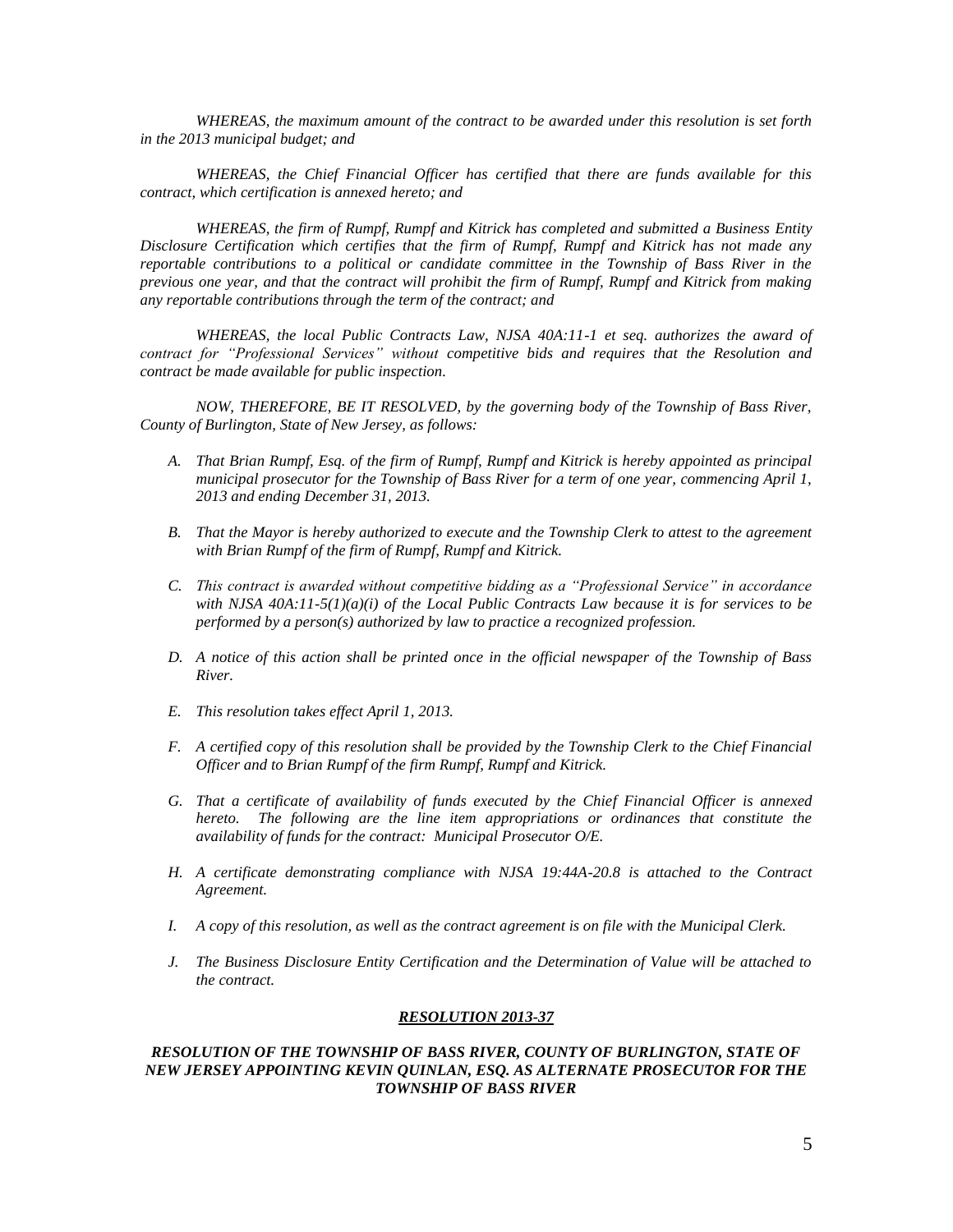*WHEREAS, the maximum amount of the contract to be awarded under this resolution is set forth in the 2013 municipal budget; and*

*WHEREAS, the Chief Financial Officer has certified that there are funds available for this contract, which certification is annexed hereto; and*

*WHEREAS, the firm of Rumpf, Rumpf and Kitrick has completed and submitted a Business Entity Disclosure Certification which certifies that the firm of Rumpf, Rumpf and Kitrick has not made any reportable contributions to a political or candidate committee in the Township of Bass River in the previous one year, and that the contract will prohibit the firm of Rumpf, Rumpf and Kitrick from making any reportable contributions through the term of the contract; and*

*WHEREAS, the local Public Contracts Law, NJSA 40A:11-1 et seq. authorizes the award of contract for "Professional Services" without competitive bids and requires that the Resolution and contract be made available for public inspection.*

*NOW, THEREFORE, BE IT RESOLVED, by the governing body of the Township of Bass River, County of Burlington, State of New Jersey, as follows:*

A. *That Brian Rumpf, Esq. of the firm of Rumpf, Rumpf and Kitrick is hereby appointed as principal municipal prosecutor for the Township of Bass River for a term of one year, commencing April 1, 2013 and ending December 31, 2013.*

B. *That the Mayor is hereby authorized to execute and the Township Clerk to attest to the agreement with Brian Rumpf of the firm of Rumpf, Rumpf and Kitrick.*

C. *This contract is awarded without competitive bidding as a "Professional Service" in accordance with NJSA 40A:11-5(1)(a)(i) of the Local Public Contracts Law because it is for services to be performed by a person(s) authorized by law to practice a recognized profession.*

D. *A notice of this action shall be printed once in the official newspaper of the Township of Bass River.*

E. *This resolution takes effect April 1, 2013.*

F. *A certified copy of this resolution shall be provided by the Township Clerk to the Chief Financial Officer and to Brian Rumpf of the firm Rumpf, Rumpf and Kitrick.*

G. *That a certificate of availability of funds executed by the Chief Financial Officer is annexed hereto. The following are the line item appropriations or ordinances that constitute the availability of funds for the contract: Municipal Prosecutor O/E.*

H. *A certificate demonstrating compliance with NJSA 19:44A-20.8 is attached to the Contract Agreement.*

I. *A copy of this resolution, as well as the contract agreement is on file with the Municipal Clerk.*

J. *The Business Disclosure Entity Certification and the Determination of Value will be attached to the contract.*

***RESOLUTION 2013-37***

***RESOLUTION OF THE TOWNSHIP OF BASS RIVER, COUNTY OF BURLINGTON, STATE OF NEW JERSEY APPOINTING KEVIN QUINLAN, ESQ. AS ALTERNATE PROSECUTOR FOR THE TOWNSHIP OF BASS RIVER***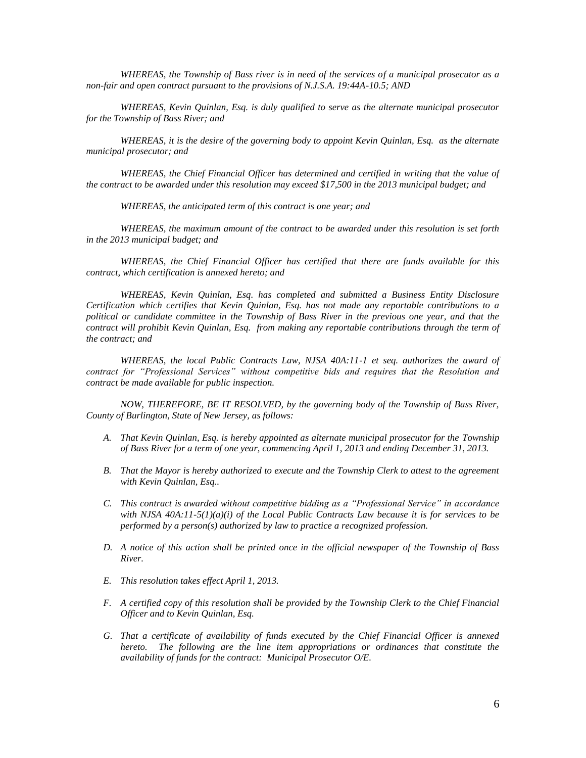*WHEREAS, the Township of Bass river is in need of the services of a municipal prosecutor as a non-fair and open contract pursuant to the provisions of N.J.S.A. 19:44A-10.5; AND*

*WHEREAS, Kevin Quinlan, Esq. is duly qualified to serve as the alternate municipal prosecutor for the Township of Bass River; and*

*WHEREAS, it is the desire of the governing body to appoint Kevin Quinlan, Esq. as the alternate municipal prosecutor; and*

*WHEREAS, the Chief Financial Officer has determined and certified in writing that the value of the contract to be awarded under this resolution may exceed $17,500 in the 2013 municipal budget; and*

*WHEREAS, the anticipated term of this contract is one year; and*

*WHEREAS, the maximum amount of the contract to be awarded under this resolution is set forth in the 2013 municipal budget; and*

*WHEREAS, the Chief Financial Officer has certified that there are funds available for this contract, which certification is annexed hereto; and*

*WHEREAS, Kevin Quinlan, Esq. has completed and submitted a Business Entity Disclosure Certification which certifies that Kevin Quinlan, Esq. has not made any reportable contributions to a political or candidate committee in the Township of Bass River in the previous one year, and that the contract will prohibit Kevin Quinlan, Esq. from making any reportable contributions through the term of the contract; and*

*WHEREAS, the local Public Contracts Law, NJSA 40A:11-1 et seq. authorizes the award of contract for "Professional Services" without competitive bids and requires that the Resolution and contract be made available for public inspection.*

*NOW, THEREFORE, BE IT RESOLVED, by the governing body of the Township of Bass River, County of Burlington, State of New Jersey, as follows:*

*A. That Kevin Quinlan, Esq. is hereby appointed as alternate municipal prosecutor for the Township of Bass River for a term of one year, commencing April 1, 2013 and ending December 31, 2013.*

*B. That the Mayor is hereby authorized to execute and the Township Clerk to attest to the agreement with Kevin Quinlan, Esq..*

*C. This contract is awarded without competitive bidding as a "Professional Service" in accordance with NJSA 40A:11-5(1)(a)(i) of the Local Public Contracts Law because it is for services to be performed by a person(s) authorized by law to practice a recognized profession.*

*D. A notice of this action shall be printed once in the official newspaper of the Township of Bass River.*

*E. This resolution takes effect April 1, 2013.*

*F. A certified copy of this resolution shall be provided by the Township Clerk to the Chief Financial Officer and to Kevin Quinlan, Esq.*

*G. That a certificate of availability of funds executed by the Chief Financial Officer is annexed hereto. The following are the line item appropriations or ordinances that constitute the availability of funds for the contract: Municipal Prosecutor O/E.*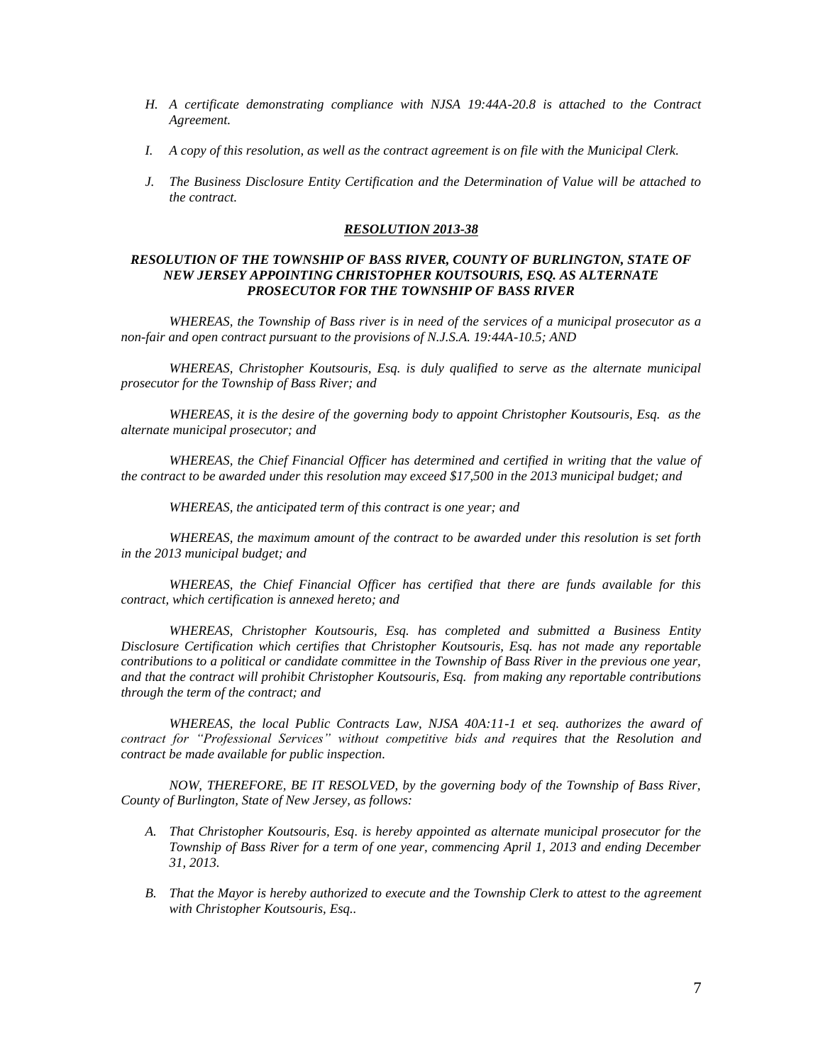H. *A certificate demonstrating compliance with NJSA 19:44A-20.8 is attached to the Contract Agreement.*

I. *A copy of this resolution, as well as the contract agreement is on file with the Municipal Clerk.*

J. *The Business Disclosure Entity Certification and the Determination of Value will be attached to the contract.*

***<u>RESOLUTION 2013-38</u>***

***RESOLUTION OF THE TOWNSHIP OF BASS RIVER, COUNTY OF BURLINGTON, STATE OF NEW JERSEY APPOINTING CHRISTOPHER KOUTSOURIS, ESQ. AS ALTERNATE PROSECUTOR FOR THE TOWNSHIP OF BASS RIVER***

*WHEREAS, the Township of Bass river is in need of the services of a municipal prosecutor as a non-fair and open contract pursuant to the provisions of N.J.S.A. 19:44A-10.5; AND*

*WHEREAS, Christopher Koutsouris, Esq. is duly qualified to serve as the alternate municipal prosecutor for the Township of Bass River; and*

*WHEREAS, it is the desire of the governing body to appoint Christopher Koutsouris, Esq. as the alternate municipal prosecutor; and*

*WHEREAS, the Chief Financial Officer has determined and certified in writing that the value of the contract to be awarded under this resolution may exceed $17,500 in the 2013 municipal budget; and*

*WHEREAS, the anticipated term of this contract is one year; and*

*WHEREAS, the maximum amount of the contract to be awarded under this resolution is set forth in the 2013 municipal budget; and*

*WHEREAS, the Chief Financial Officer has certified that there are funds available for this contract, which certification is annexed hereto; and*

*WHEREAS, Christopher Koutsouris, Esq. has completed and submitted a Business Entity Disclosure Certification which certifies that Christopher Koutsouris, Esq. has not made any reportable contributions to a political or candidate committee in the Township of Bass River in the previous one year, and that the contract will prohibit Christopher Koutsouris, Esq. from making any reportable contributions through the term of the contract; and*

*WHEREAS, the local Public Contracts Law, NJSA 40A:11-1 et seq. authorizes the award of contract for "Professional Services" without competitive bids and requires that the Resolution and contract be made available for public inspection.*

*NOW, THEREFORE, BE IT RESOLVED, by the governing body of the Township of Bass River, County of Burlington, State of New Jersey, as follows:*

A. *That Christopher Koutsouris, Esq. is hereby appointed as alternate municipal prosecutor for the Township of Bass River for a term of one year, commencing April 1, 2013 and ending December 31, 2013.*

B. *That the Mayor is hereby authorized to execute and the Township Clerk to attest to the agreement with Christopher Koutsouris, Esq..*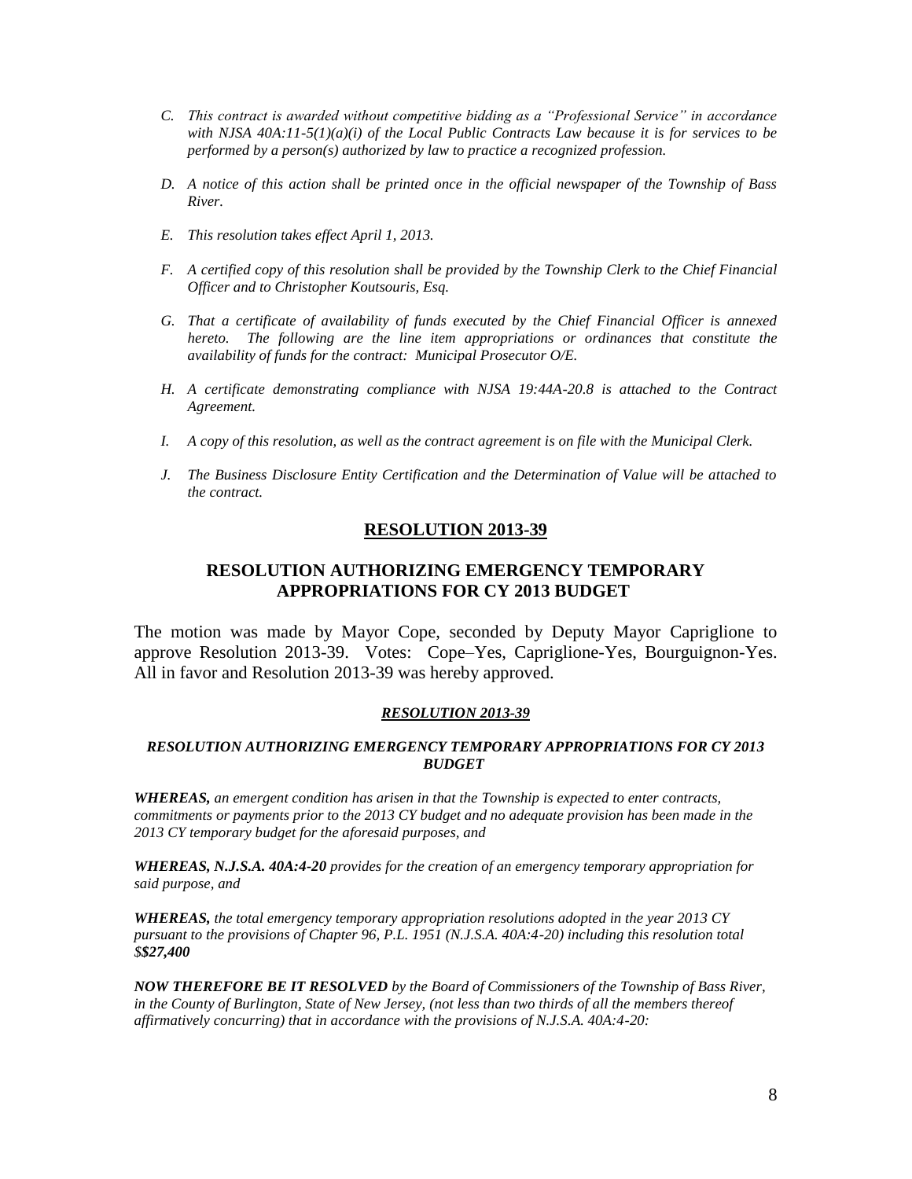- *C. This contract is awarded without competitive bidding as a "Professional Service" in accordance with NJSA 40A:11-5(1)(a)(i) of the Local Public Contracts Law because it is for services to be performed by a person(s) authorized by law to practice a recognized profession.*

- *D. A notice of this action shall be printed once in the official newspaper of the Township of Bass River.*

- *E. This resolution takes effect April 1, 2013.*

- *F. A certified copy of this resolution shall be provided by the Township Clerk to the Chief Financial Officer and to Christopher Koutsouris, Esq.*

- *G. That a certificate of availability of funds executed by the Chief Financial Officer is annexed hereto. The following are the line item appropriations or ordinances that constitute the availability of funds for the contract: Municipal Prosecutor O/E.*

- *H. A certificate demonstrating compliance with NJSA 19:44A-20.8 is attached to the Contract Agreement.*

- *I. A copy of this resolution, as well as the contract agreement is on file with the Municipal Clerk.*

- *J. The Business Disclosure Entity Certification and the Determination of Value will be attached to the contract.*

## RESOLUTION 2013-39

## RESOLUTION AUTHORIZING EMERGENCY TEMPORARY APPROPRIATIONS FOR CY 2013 BUDGET

The motion was made by Mayor Cope, seconded by Deputy Mayor Capriglione to approve Resolution 2013-39. Votes: Cope–Yes, Capriglione-Yes, Bourguignon-Yes. All in favor and Resolution 2013-39 was hereby approved.

***RESOLUTION 2013-39***

***RESOLUTION AUTHORIZING EMERGENCY TEMPORARY APPROPRIATIONS FOR CY 2013 BUDGET***

***WHEREAS,*** *an emergent condition has arisen in that the Township is expected to enter contracts, commitments or payments prior to the 2013 CY budget and no adequate provision has been made in the 2013 CY temporary budget for the aforesaid purposes, and*

***WHEREAS, N.J.S.A. 40A:4-20*** *provides for the creation of an emergency temporary appropriation for said purpose, and*

***WHEREAS,*** *the total emergency temporary appropriation resolutions adopted in the year 2013 CY pursuant to the provisions of Chapter 96, P.L. 1951 (N.J.S.A. 40A:4-20) including this resolution total $**$27,400***

***NOW THEREFORE BE IT RESOLVED*** *by the Board of Commissioners of the Township of Bass River, in the County of Burlington, State of New Jersey, (not less than two thirds of all the members thereof affirmatively concurring) that in accordance with the provisions of N.J.S.A. 40A:4-20:*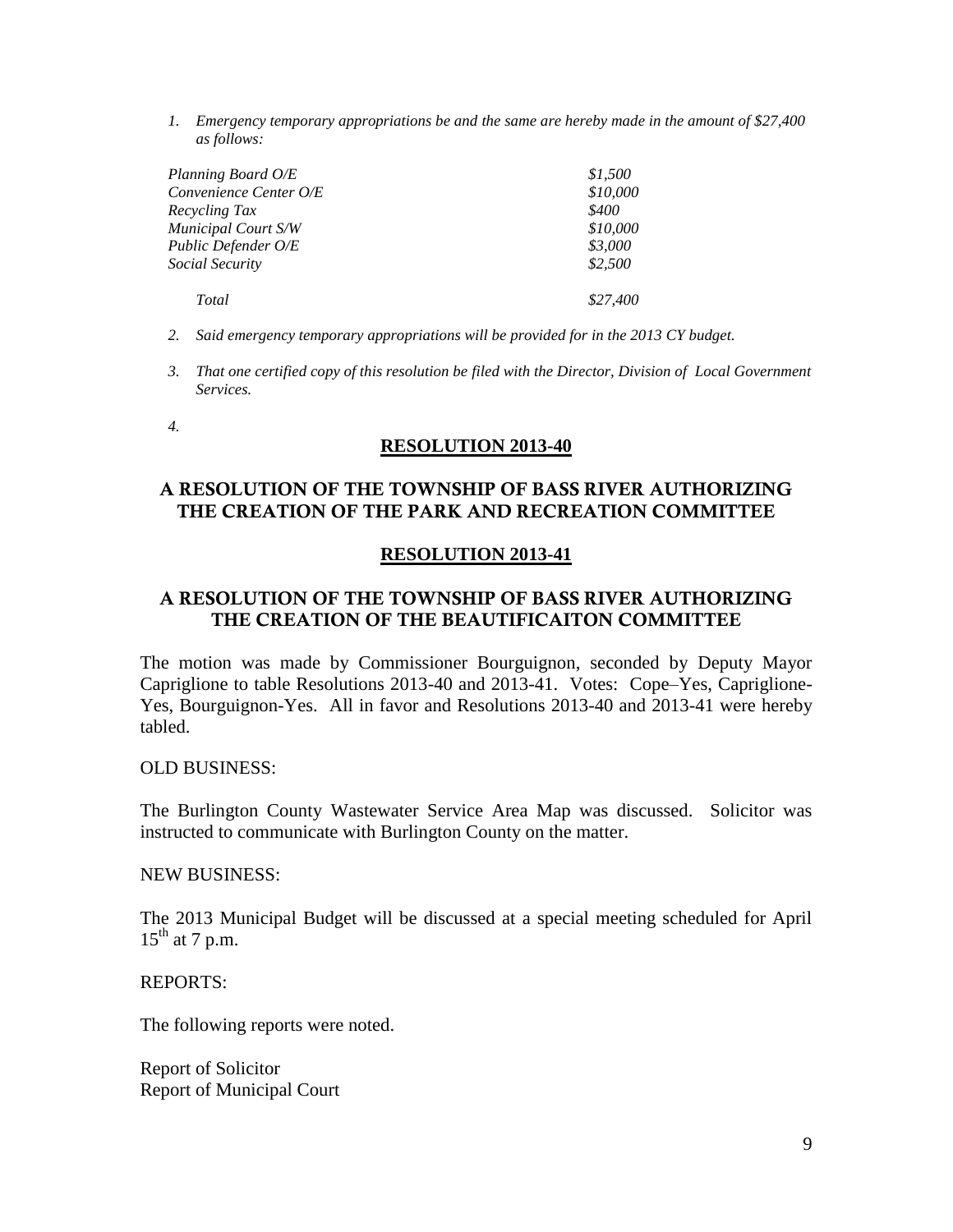1. *Emergency temporary appropriations be and the same are hereby made in the amount of $27,400 as follows:*

| | |
|---|---|
| *Planning Board O/E* | *$1,500* |
| *Convenience Center O/E* | *$10,000* |
| *Recycling Tax* | *$400* |
| *Municipal Court S/W* | *$10,000* |
| *Public Defender O/E* | *$3,000* |
| *Social Security* | *$2,500* |
| *Total* | *$27,400* |

2. *Said emergency temporary appropriations will be provided for in the 2013 CY budget.*

3. *That one certified copy of this resolution be filed with the Director, Division of Local Government Services.*

4.

## RESOLUTION 2013-40

## A RESOLUTION OF THE TOWNSHIP OF BASS RIVER AUTHORIZING THE CREATION OF THE PARK AND RECREATION COMMITTEE

## RESOLUTION 2013-41

## A RESOLUTION OF THE TOWNSHIP OF BASS RIVER AUTHORIZING THE CREATION OF THE BEAUTIFICAITON COMMITTEE

The motion was made by Commissioner Bourguignon, seconded by Deputy Mayor Capriglione to table Resolutions 2013-40 and 2013-41. Votes: Cope–Yes, Capriglione-Yes, Bourguignon-Yes. All in favor and Resolutions 2013-40 and 2013-41 were hereby tabled.

OLD BUSINESS:

The Burlington County Wastewater Service Area Map was discussed. Solicitor was instructed to communicate with Burlington County on the matter.

NEW BUSINESS:

The 2013 Municipal Budget will be discussed at a special meeting scheduled for April 15th at 7 p.m.

REPORTS:

The following reports were noted.

Report of Solicitor
Report of Municipal Court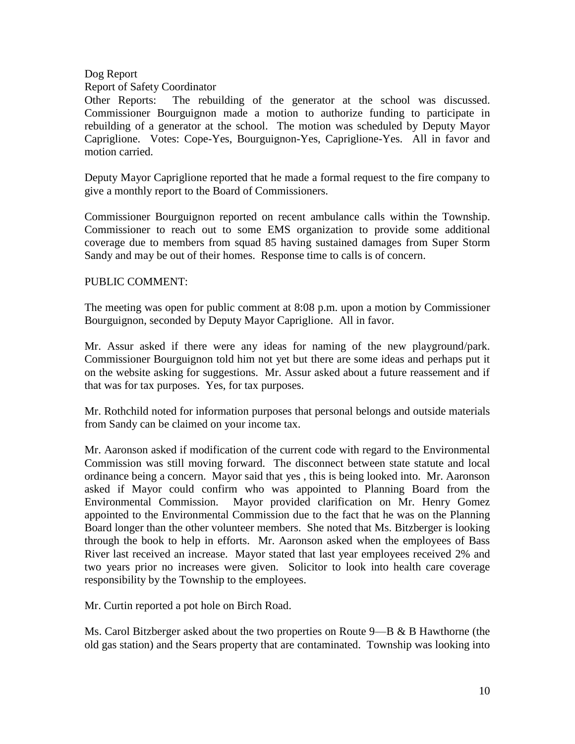Dog Report

Report of Safety Coordinator

Other Reports: The rebuilding of the generator at the school was discussed. Commissioner Bourguignon made a motion to authorize funding to participate in rebuilding of a generator at the school. The motion was scheduled by Deputy Mayor Capriglione. Votes: Cope-Yes, Bourguignon-Yes, Capriglione-Yes. All in favor and motion carried.

Deputy Mayor Capriglione reported that he made a formal request to the fire company to give a monthly report to the Board of Commissioners.

Commissioner Bourguignon reported on recent ambulance calls within the Township. Commissioner to reach out to some EMS organization to provide some additional coverage due to members from squad 85 having sustained damages from Super Storm Sandy and may be out of their homes. Response time to calls is of concern.

PUBLIC COMMENT:

The meeting was open for public comment at 8:08 p.m. upon a motion by Commissioner Bourguignon, seconded by Deputy Mayor Capriglione. All in favor.

Mr. Assur asked if there were any ideas for naming of the new playground/park. Commissioner Bourguignon told him not yet but there are some ideas and perhaps put it on the website asking for suggestions. Mr. Assur asked about a future reassement and if that was for tax purposes. Yes, for tax purposes.

Mr. Rothchild noted for information purposes that personal belongs and outside materials from Sandy can be claimed on your income tax.

Mr. Aaronson asked if modification of the current code with regard to the Environmental Commission was still moving forward. The disconnect between state statute and local ordinance being a concern. Mayor said that yes , this is being looked into. Mr. Aaronson asked if Mayor could confirm who was appointed to Planning Board from the Environmental Commission. Mayor provided clarification on Mr. Henry Gomez appointed to the Environmental Commission due to the fact that he was on the Planning Board longer than the other volunteer members. She noted that Ms. Bitzberger is looking through the book to help in efforts. Mr. Aaronson asked when the employees of Bass River last received an increase. Mayor stated that last year employees received 2% and two years prior no increases were given. Solicitor to look into health care coverage responsibility by the Township to the employees.

Mr. Curtin reported a pot hole on Birch Road.

Ms. Carol Bitzberger asked about the two properties on Route 9—B & B Hawthorne (the old gas station) and the Sears property that are contaminated. Township was looking into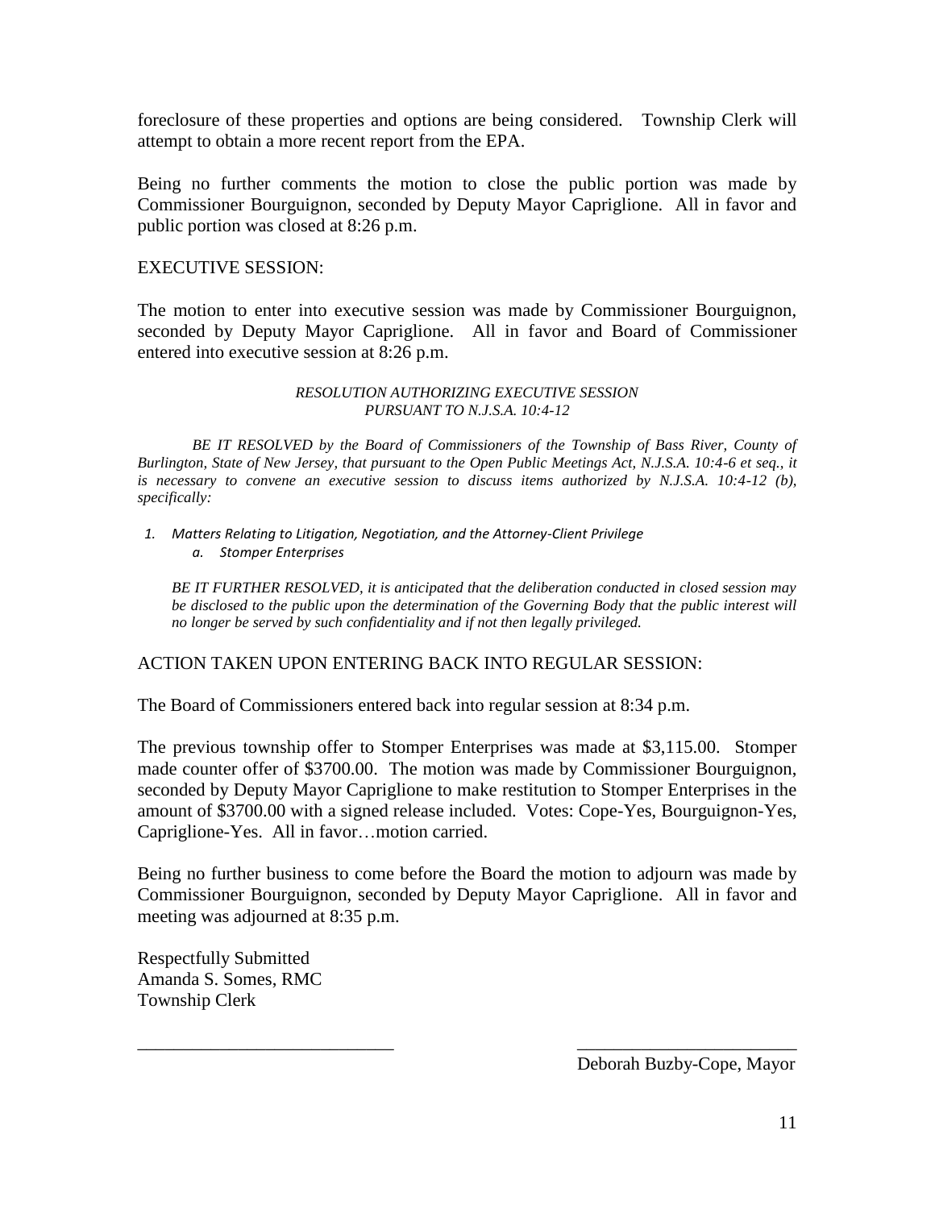foreclosure of these properties and options are being considered. Township Clerk will attempt to obtain a more recent report from the EPA.

Being no further comments the motion to close the public portion was made by Commissioner Bourguignon, seconded by Deputy Mayor Capriglione. All in favor and public portion was closed at 8:26 p.m.

EXECUTIVE SESSION:

The motion to enter into executive session was made by Commissioner Bourguignon, seconded by Deputy Mayor Capriglione. All in favor and Board of Commissioner entered into executive session at 8:26 p.m.

*RESOLUTION AUTHORIZING EXECUTIVE SESSION*
*PURSUANT TO N.J.S.A. 10:4-12*

*BE IT RESOLVED by the Board of Commissioners of the Township of Bass River, County of Burlington, State of New Jersey, that pursuant to the Open Public Meetings Act, N.J.S.A. 10:4-6 et seq., it is necessary to convene an executive session to discuss items authorized by N.J.S.A. 10:4-12 (b), specifically:*

1. *Matters Relating to Litigation, Negotiation, and the Attorney-Client Privilege*
   a. *Stomper Enterprises*

*BE IT FURTHER RESOLVED, it is anticipated that the deliberation conducted in closed session may be disclosed to the public upon the determination of the Governing Body that the public interest will no longer be served by such confidentiality and if not then legally privileged.*

ACTION TAKEN UPON ENTERING BACK INTO REGULAR SESSION:

The Board of Commissioners entered back into regular session at 8:34 p.m.

The previous township offer to Stomper Enterprises was made at $3,115.00. Stomper made counter offer of $3700.00. The motion was made by Commissioner Bourguignon, seconded by Deputy Mayor Capriglione to make restitution to Stomper Enterprises in the amount of $3700.00 with a signed release included. Votes: Cope-Yes, Bourguignon-Yes, Capriglione-Yes. All in favor…motion carried.

Being no further business to come before the Board the motion to adjourn was made by Commissioner Bourguignon, seconded by Deputy Mayor Capriglione. All in favor and meeting was adjourned at 8:35 p.m.

Respectfully Submitted
Amanda S. Somes, RMC
Township Clerk

\_\_\_\_\_\_\_\_\_\_\_\_\_\_\_\_\_\_\_\_\_\_\_\_\_\_\_\_ \_\_\_\_\_\_\_\_\_\_\_\_\_\_\_\_\_\_\_\_\_\_\_\_\_\_\_\_

Deborah Buzby-Cope, Mayor